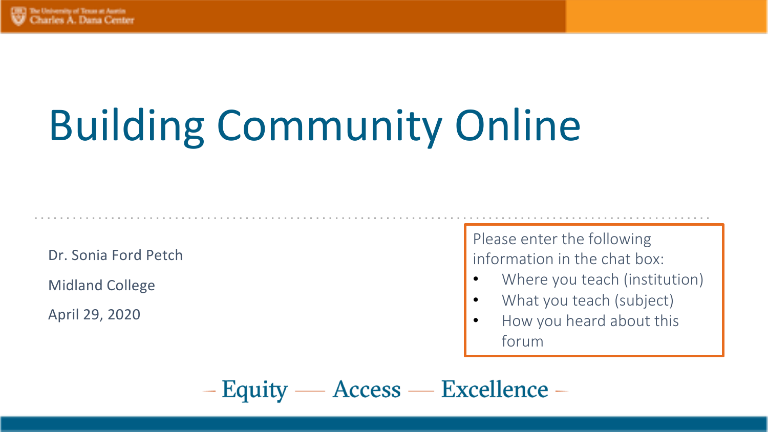# Building Community Online

Dr. Sonia Ford Petch

Midland College

April 29, 2020

Please enter the following information in the chat box:

- Where you teach (institution)
- What you teach (subject)
- How you heard about this forum

Equity — Access — Excellence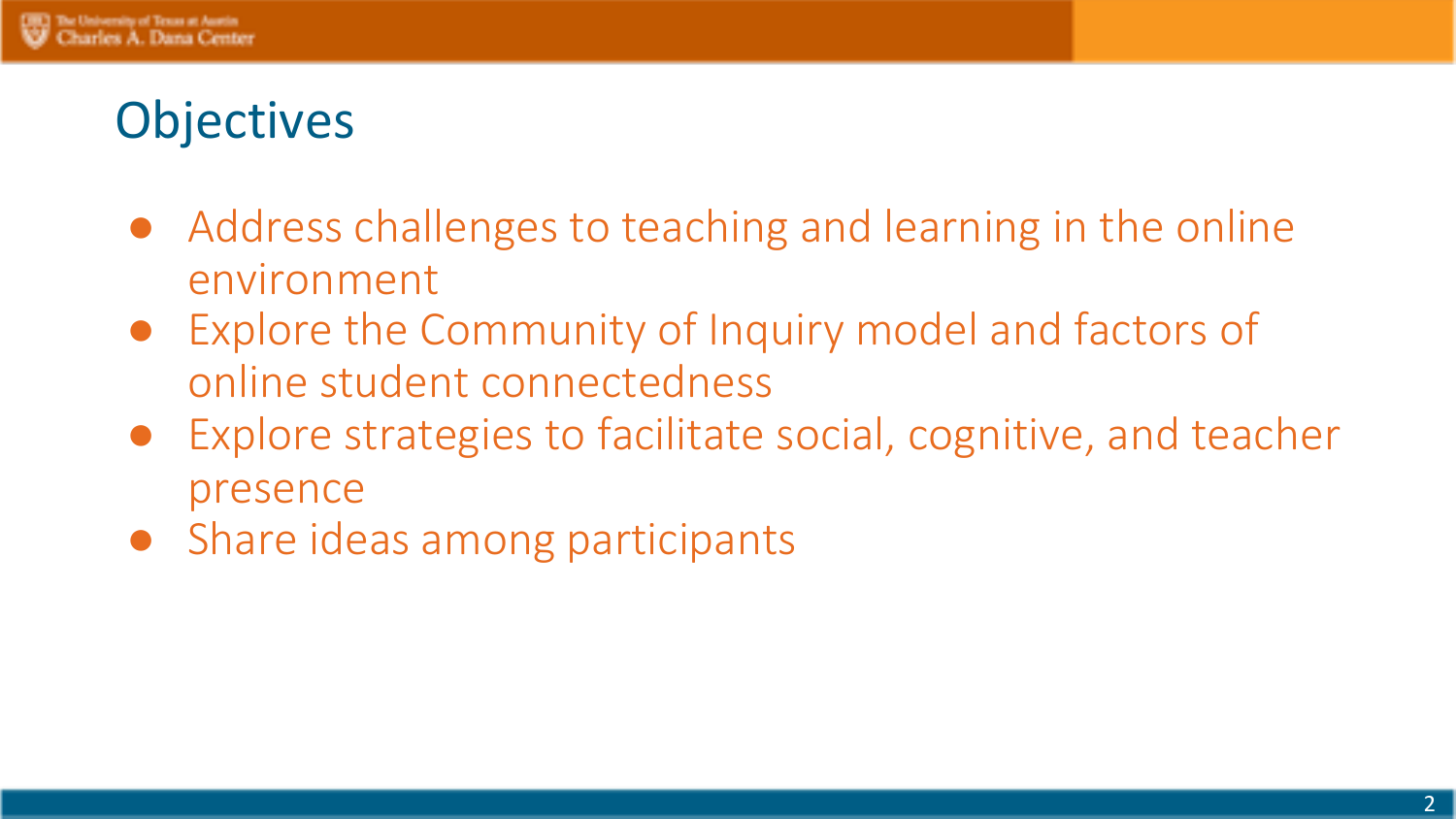# Objectives

- Address challenges to teaching and learning in the online environment
- Explore the Community of Inquiry model and factors of online student connectedness
- Explore strategies to facilitate social, cognitive, and teacher presence
- Share ideas among participants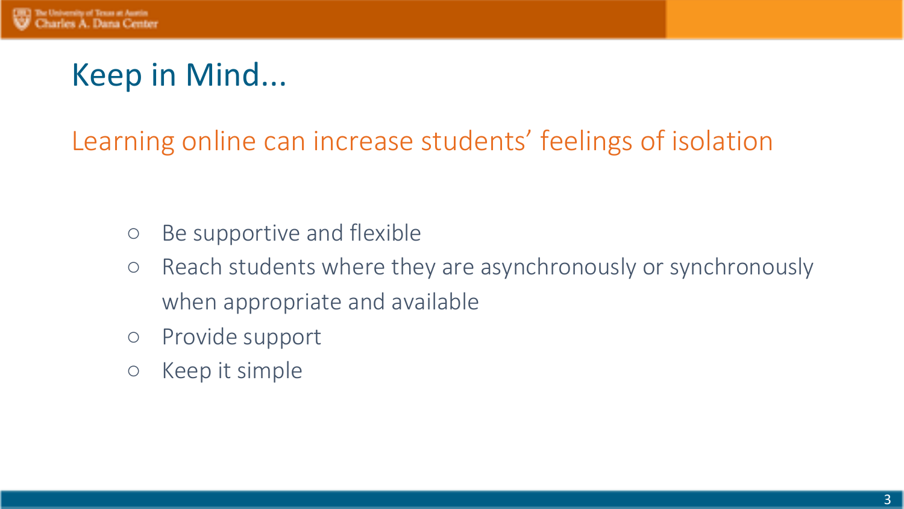# Keep in Mind...

## Learning online can increase students' feelings of isolation

- Be supportive and flexible
- Reach students where they are asynchronously or synchronously when appropriate and available
- Provide support
- Keep it simple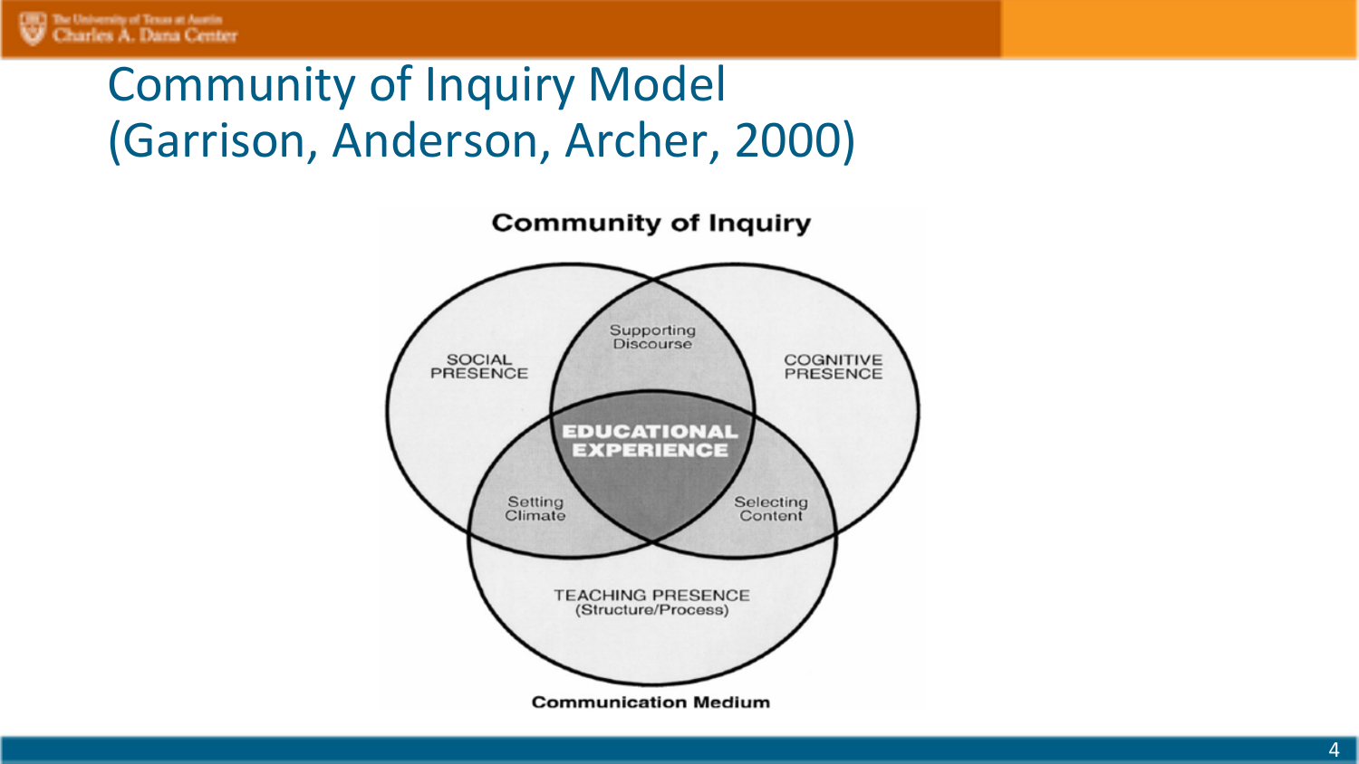# Community of Inquiry Model (Garrison, Anderson, Archer, 2000)

**Community of Inquiry**

SOCIAL PRESENCE

Supporting Discourse

COGNITIVE PRESENCE

**EDUCATIONAL EXPERIENCE**

Setting Climate

Selecting Content

TEACHING PRESENCE (Structure/Process)

**Communication Medium**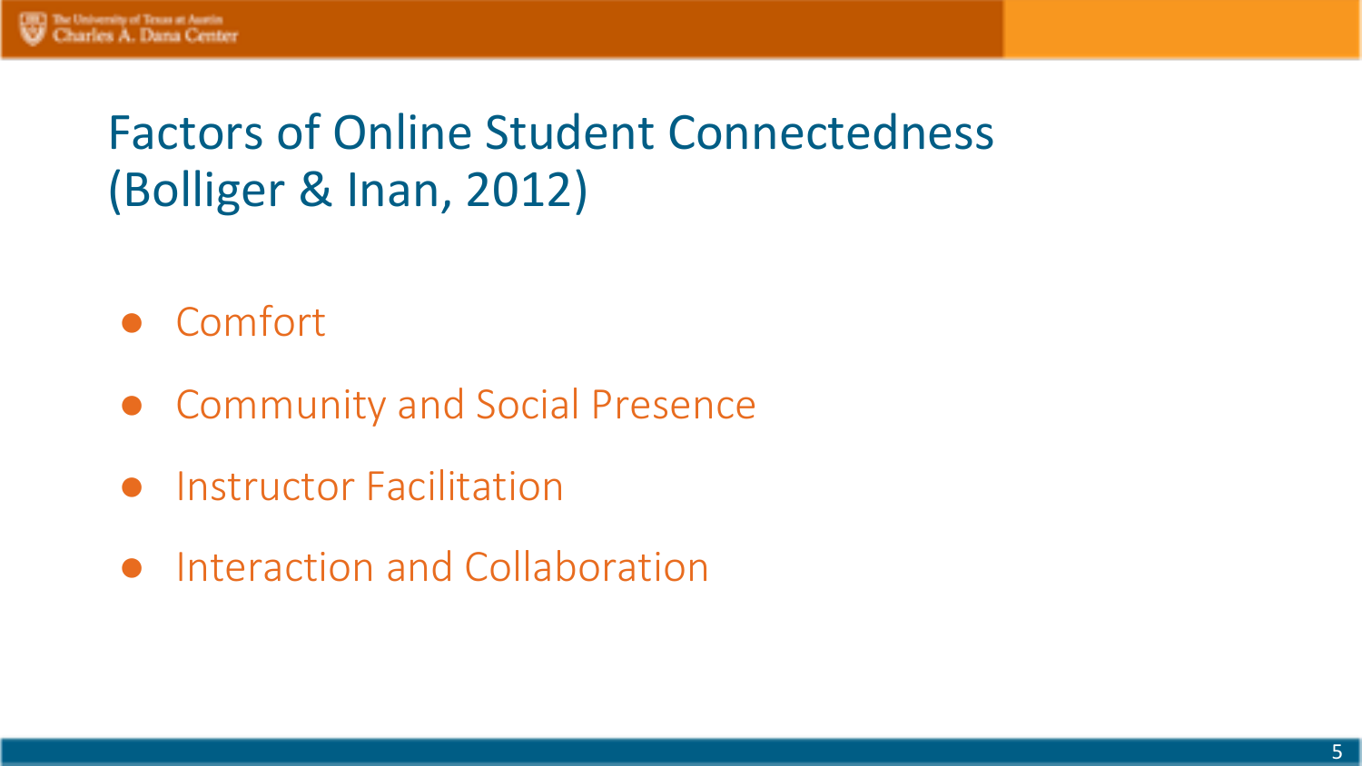# Factors of Online Student Connectedness (Bolliger & Inan, 2012)

- Comfort
- Community and Social Presence
- Instructor Facilitation
- Interaction and Collaboration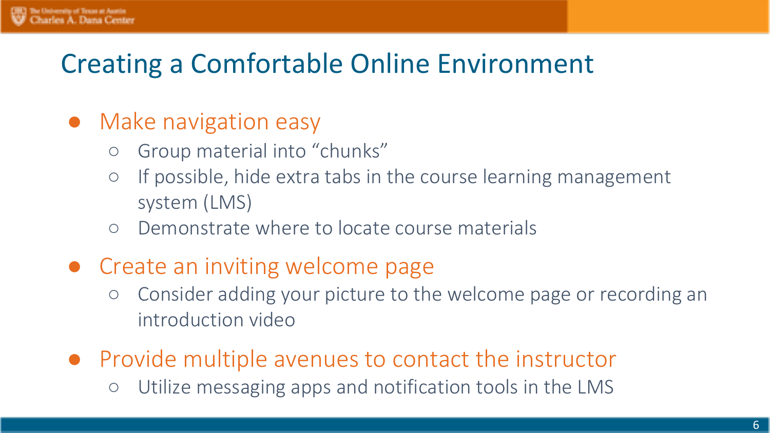# Creating a Comfortable Online Environment

- Make navigation easy
  - Group material into “chunks”
  - If possible, hide extra tabs in the course learning management system (LMS)
  - Demonstrate where to locate course materials
- Create an inviting welcome page
  - Consider adding your picture to the welcome page or recording an introduction video
- Provide multiple avenues to contact the instructor
  - Utilize messaging apps and notification tools in the LMS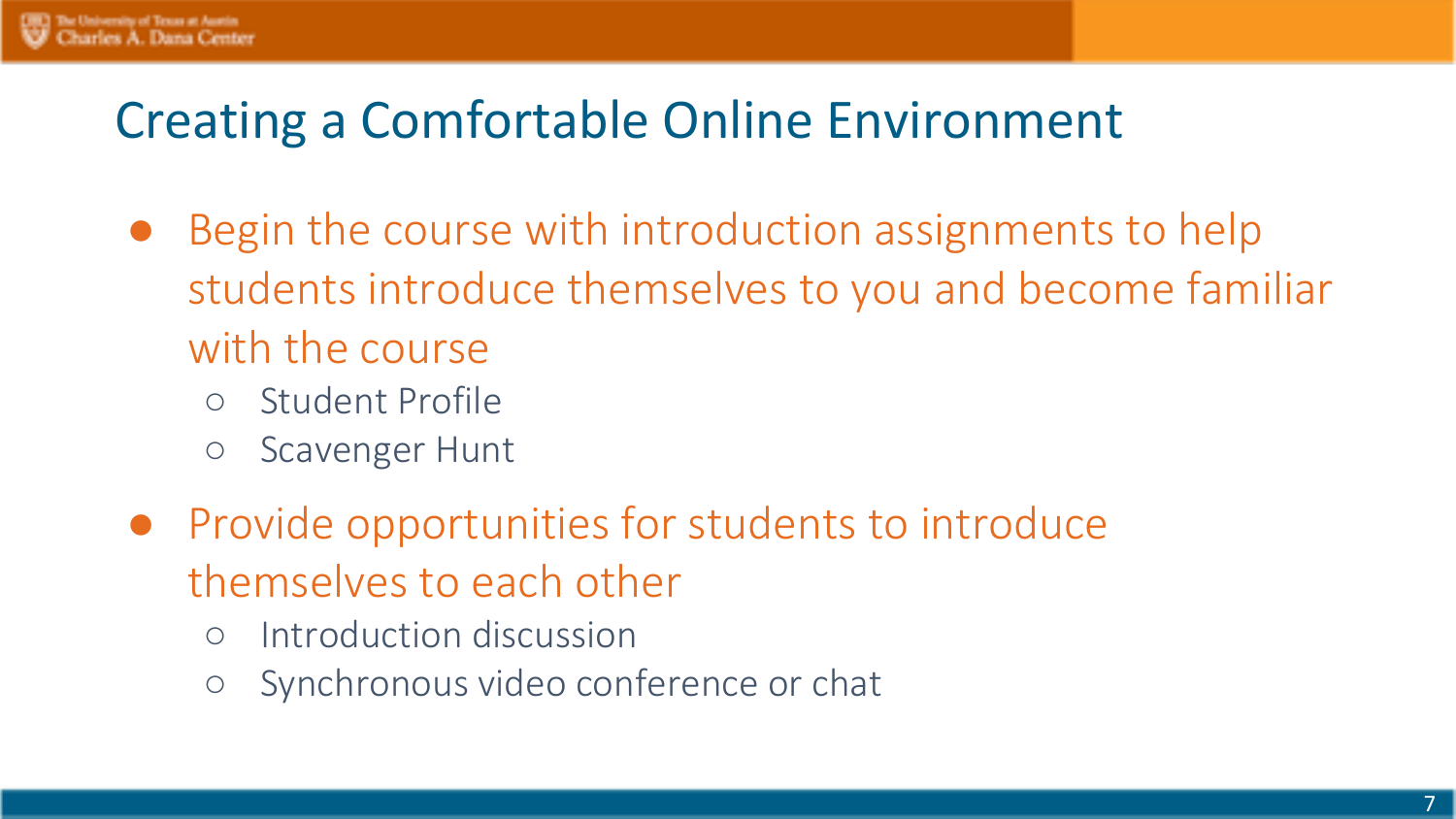# Creating a Comfortable Online Environment

- Begin the course with introduction assignments to help students introduce themselves to you and become familiar with the course
  - Student Profile
  - Scavenger Hunt
- Provide opportunities for students to introduce themselves to each other
  - Introduction discussion
  - Synchronous video conference or chat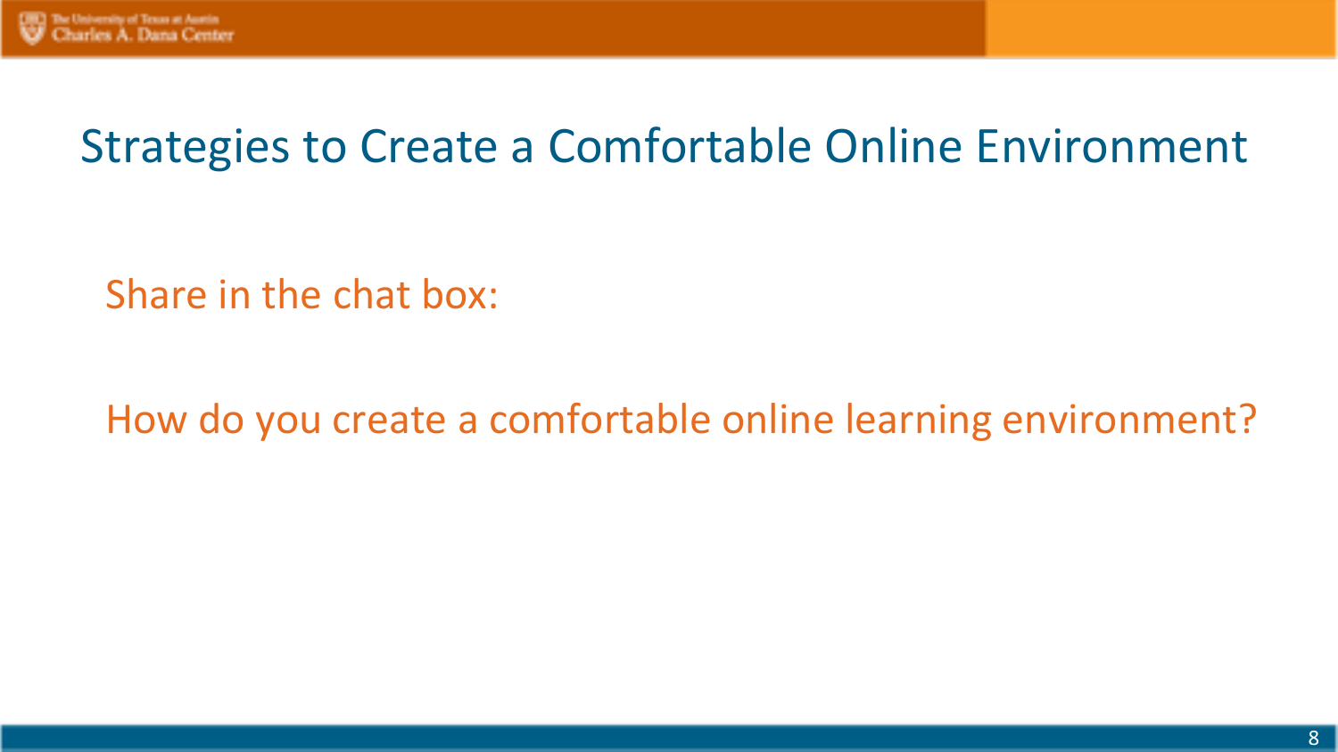# Strategies to Create a Comfortable Online Environment

Share in the chat box:

How do you create a comfortable online learning environment?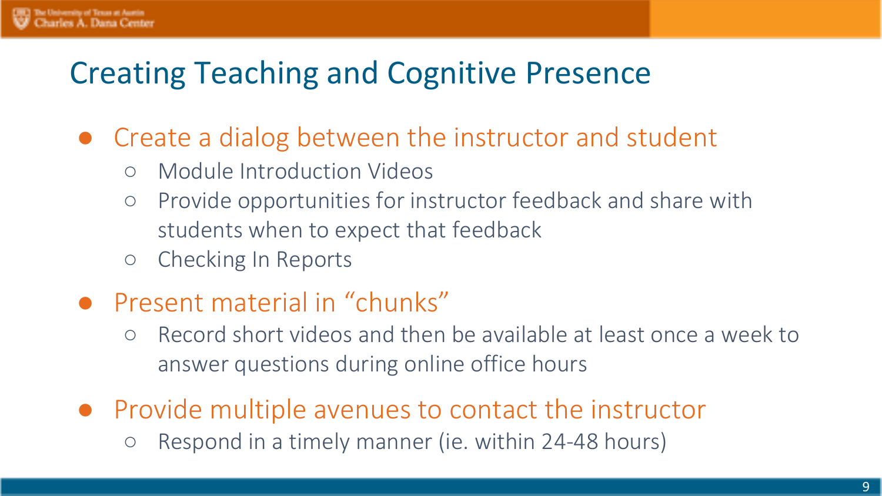# Creating Teaching and Cognitive Presence

- Create a dialog between the instructor and student
  - Module Introduction Videos
  - Provide opportunities for instructor feedback and share with students when to expect that feedback
  - Checking In Reports
- Present material in "chunks"
  - Record short videos and then be available at least once a week to answer questions during online office hours
- Provide multiple avenues to contact the instructor
  - Respond in a timely manner (ie. within 24-48 hours)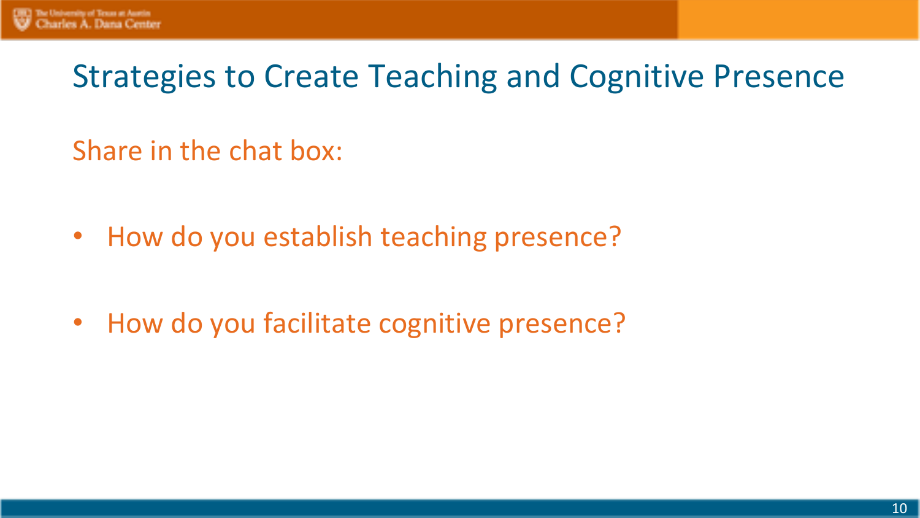# Strategies to Create Teaching and Cognitive Presence

Share in the chat box:

- How do you establish teaching presence?
- How do you facilitate cognitive presence?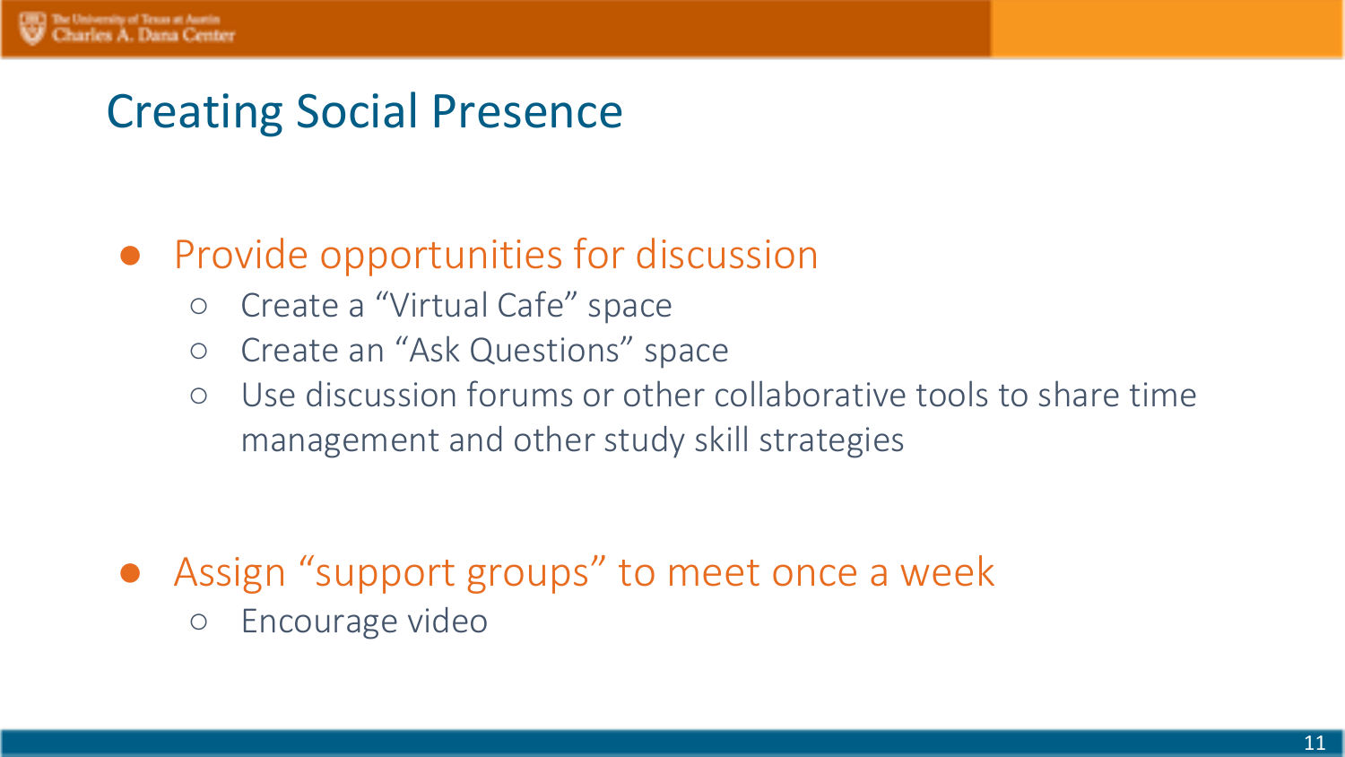# Creating Social Presence

- Provide opportunities for discussion
  - Create a "Virtual Cafe" space
  - Create an "Ask Questions" space
  - Use discussion forums or other collaborative tools to share time management and other study skill strategies
- Assign "support groups" to meet once a week
  - Encourage video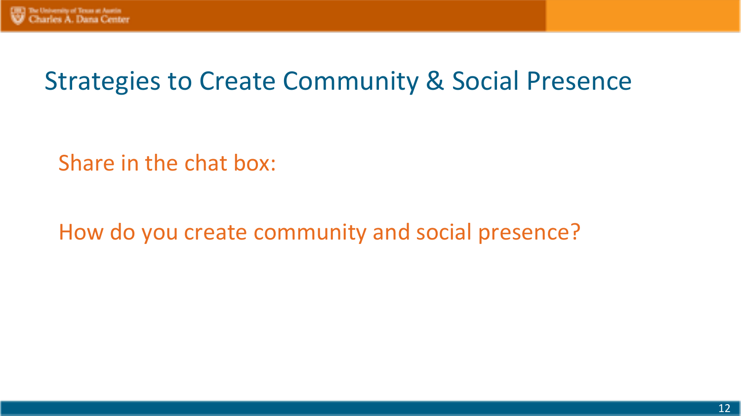# Strategies to Create Community & Social Presence

Share in the chat box:

How do you create community and social presence?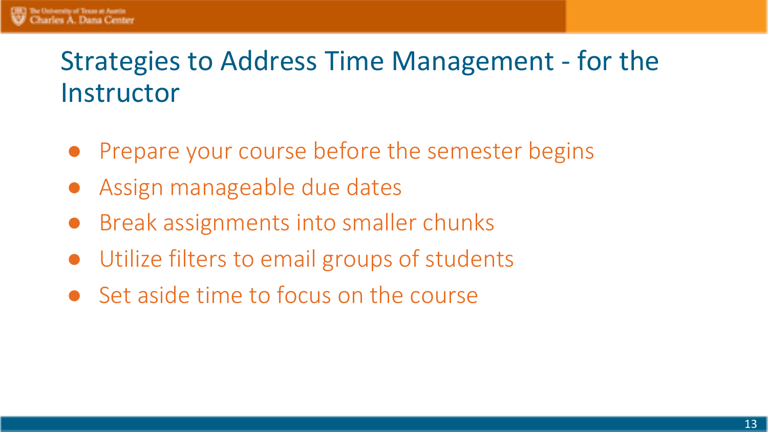# Strategies to Address Time Management - for the Instructor

- Prepare your course before the semester begins
- Assign manageable due dates
- Break assignments into smaller chunks
- Utilize filters to email groups of students
- Set aside time to focus on the course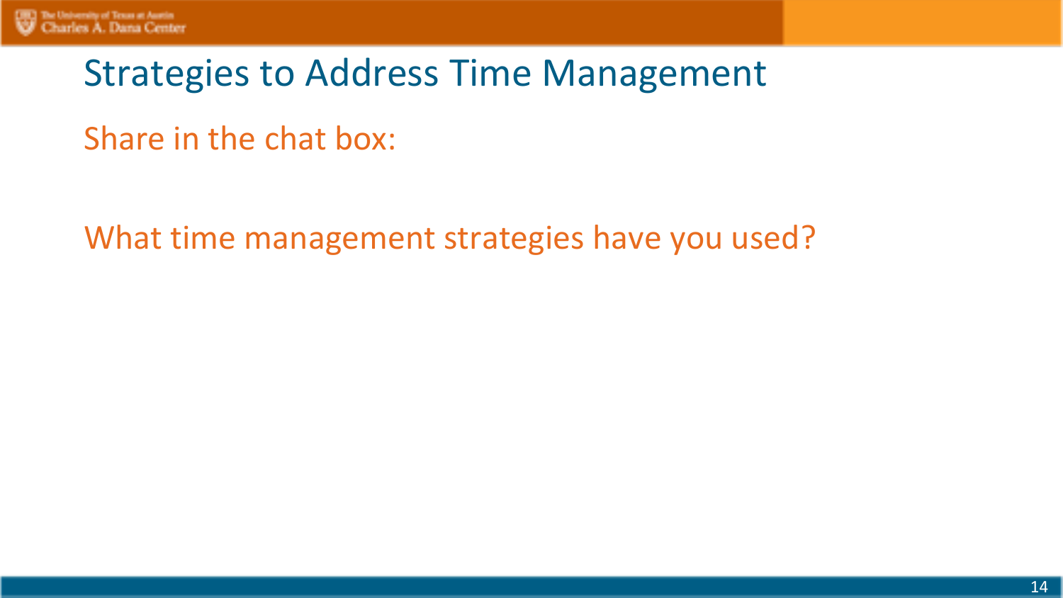# Strategies to Address Time Management

Share in the chat box:

What time management strategies have you used?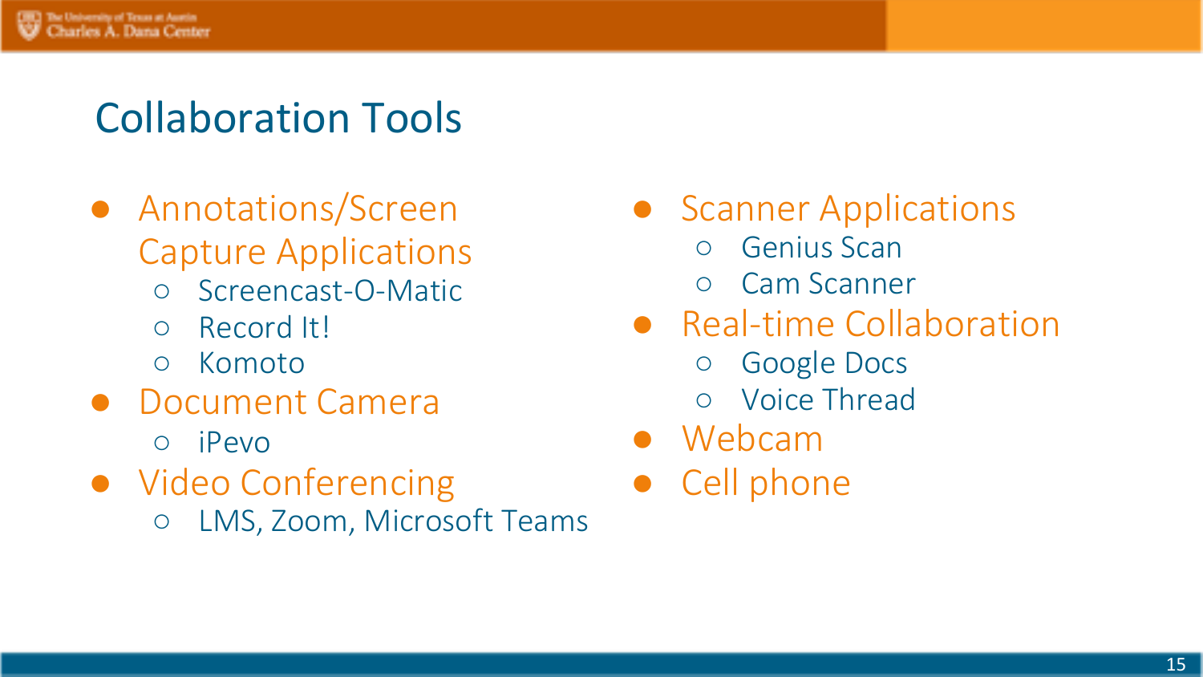# Collaboration Tools

- Annotations/Screen Capture Applications
  - Screencast-O-Matic
  - Record It!
  - Komoto
- Document Camera
  - iPevo
- Video Conferencing
  - LMS, Zoom, Microsoft Teams
- Scanner Applications
  - Genius Scan
  - Cam Scanner
- Real-time Collaboration
  - Google Docs
  - Voice Thread
- Webcam
- Cell phone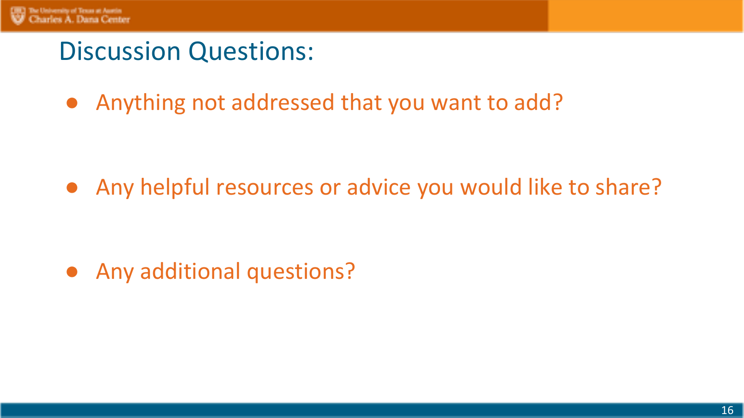# Discussion Questions:

- Anything not addressed that you want to add?
- Any helpful resources or advice you would like to share?
- Any additional questions?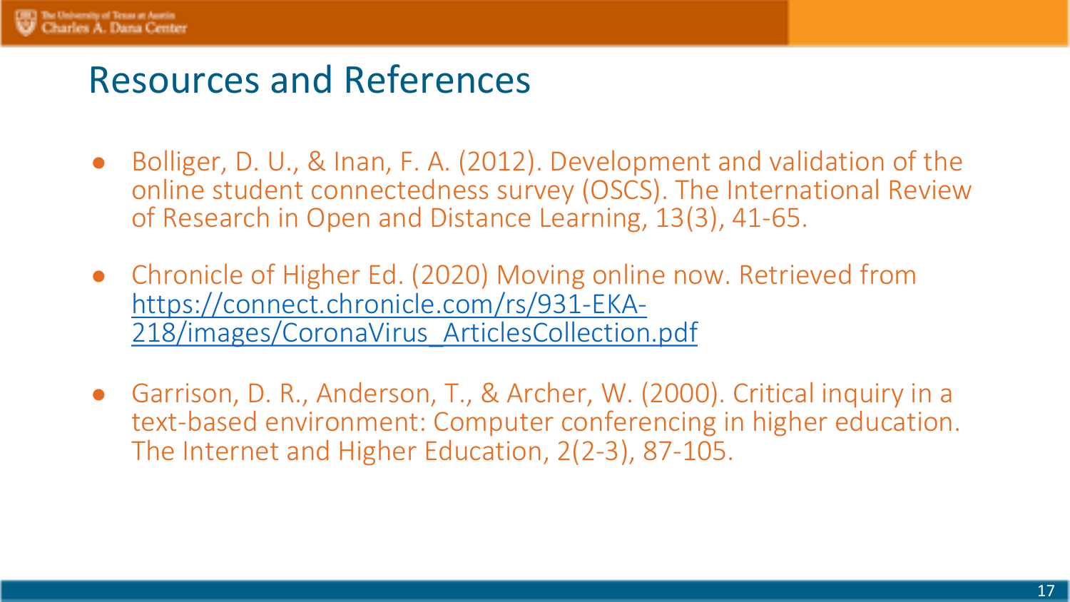# Resources and References

- Bolliger, D. U., & Inan, F. A. (2012). Development and validation of the online student connectedness survey (OSCS). The International Review of Research in Open and Distance Learning, 13(3), 41-65.
- Chronicle of Higher Ed. (2020) Moving online now. Retrieved from [https://connect.chronicle.com/rs/931-EKA-218/images/CoronaVirus_ArticlesCollection.pdf](https://connect.chronicle.com/rs/931-EKA-218/images/CoronaVirus_ArticlesCollection.pdf)
- Garrison, D. R., Anderson, T., & Archer, W. (2000). Critical inquiry in a text-based environment: Computer conferencing in higher education. The Internet and Higher Education, 2(2-3), 87-105.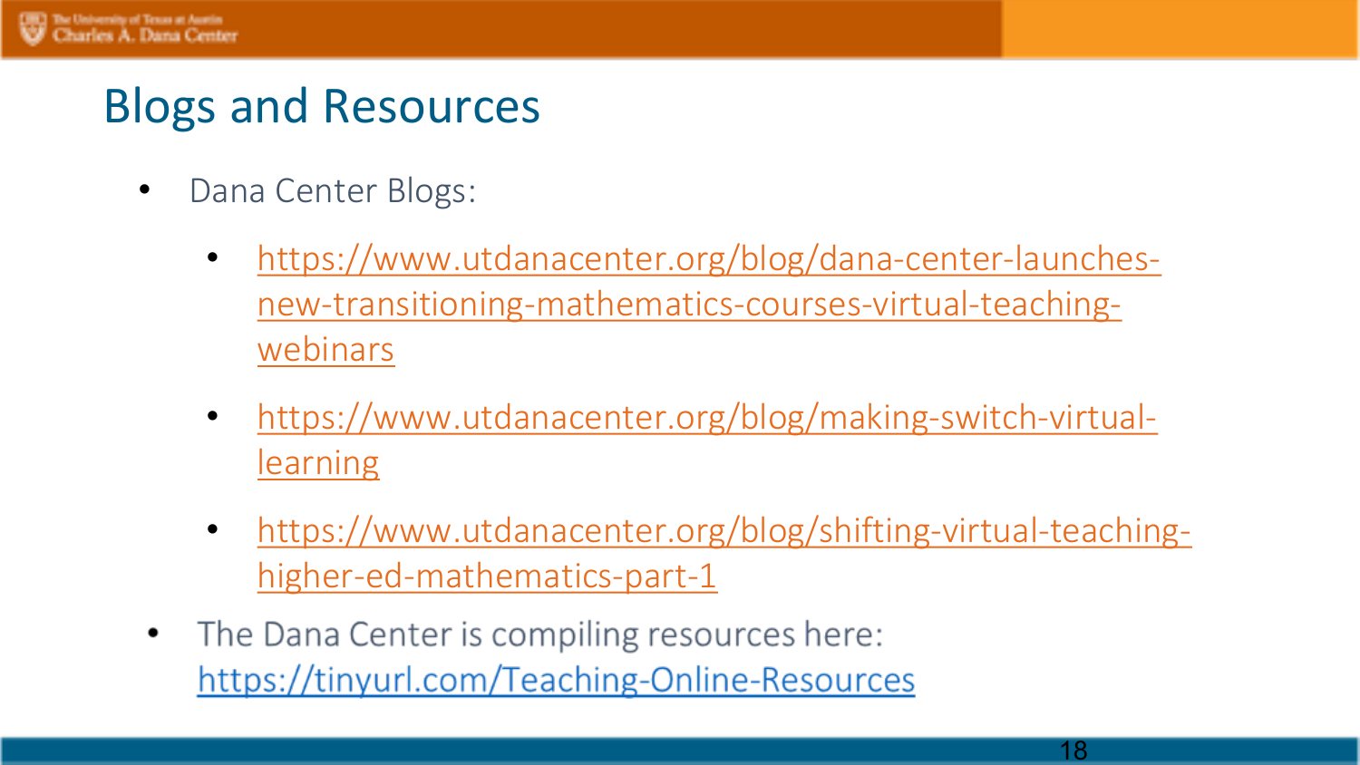# Blogs and Resources

- Dana Center Blogs:
  - https://www.utdanacenter.org/blog/dana-center-launches-new-transitioning-mathematics-courses-virtual-teaching-webinars
  - https://www.utdanacenter.org/blog/making-switch-virtual-learning
  - https://www.utdanacenter.org/blog/shifting-virtual-teaching-higher-ed-mathematics-part-1
- The Dana Center is compiling resources here: https://tinyurl.com/Teaching-Online-Resources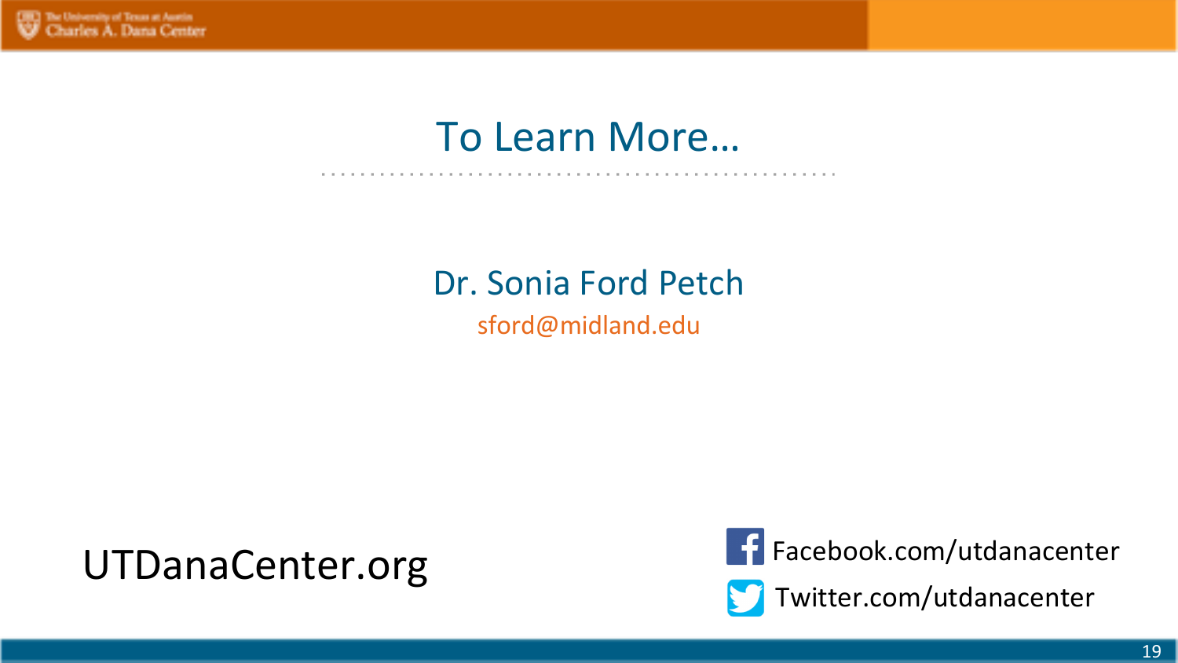# To Learn More…

Dr. Sonia Ford Petch

sford@midland.edu

UTDanaCenter.org

Facebook.com/utdanacenter

Twitter.com/utdanacenter